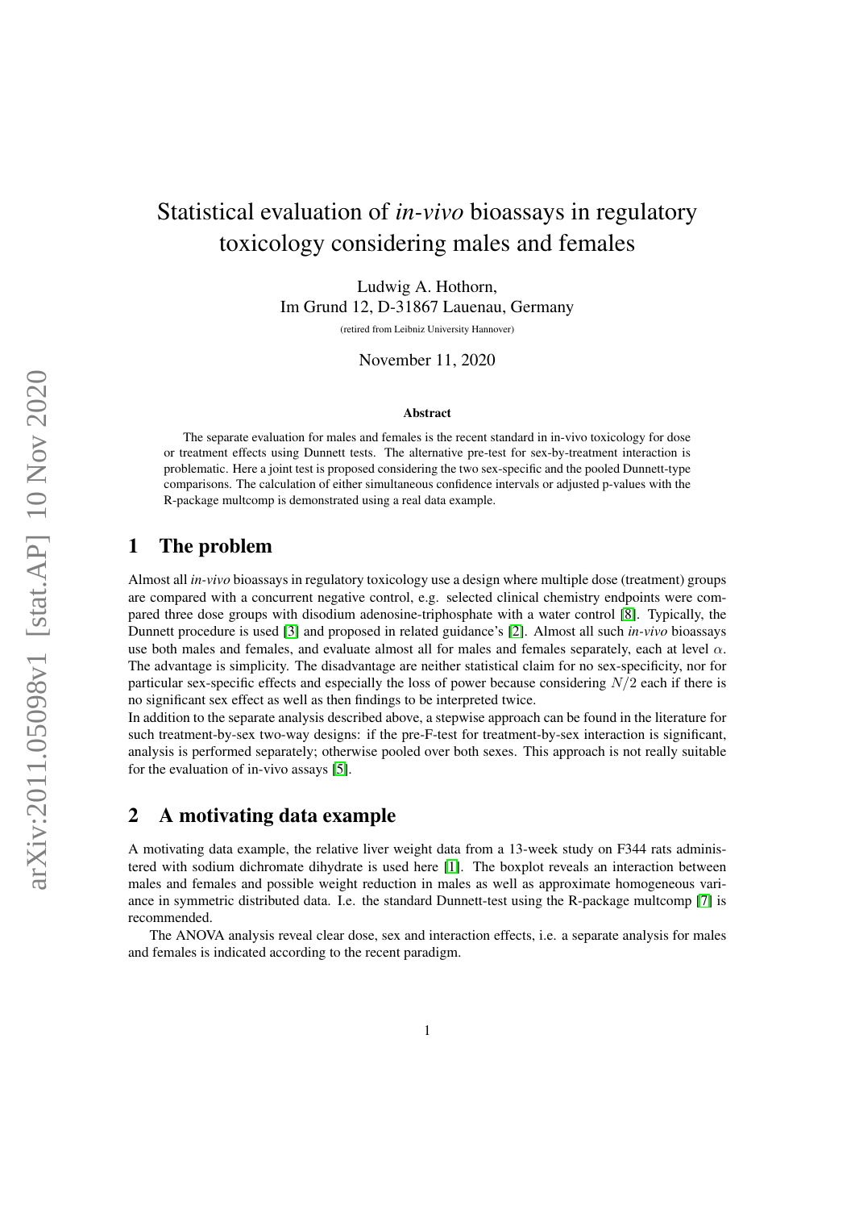# Statistical evaluation of *in-vivo* bioassays in regulatory toxicology considering males and females

Ludwig A. Hothorn,
Im Grund 12, D-31867 Lauenau, Germany

(retired from Leibniz University Hannover)

November 11, 2020

**Abstract**

The separate evaluation for males and females is the recent standard in in-vivo toxicology for dose or treatment effects using Dunnett tests. The alternative pre-test for sex-by-treatment interaction is problematic. Here a joint test is proposed considering the two sex-specific and the pooled Dunnett-type comparisons. The calculation of either simultaneous confidence intervals or adjusted p-values with the R-package multcomp is demonstrated using a real data example.

## 1 The problem

Almost all *in-vivo* bioassays in regulatory toxicology use a design where multiple dose (treatment) groups are compared with a concurrent negative control, e.g. selected clinical chemistry endpoints were compared three dose groups with disodium adenosine-triphosphate with a water control [8]. Typically, the Dunnett procedure is used [3] and proposed in related guidance's [2]. Almost all such *in-vivo* bioassays use both males and females, and evaluate almost all for males and females separately, each at level $\alpha$. The advantage is simplicity. The disadvantage are neither statistical claim for no sex-specificity, nor for particular sex-specific effects and especially the loss of power because considering $N/2$ each if there is no significant sex effect as well as then findings to be interpreted twice.

In addition to the separate analysis described above, a stepwise approach can be found in the literature for such treatment-by-sex two-way designs: if the pre-F-test for treatment-by-sex interaction is significant, analysis is performed separately; otherwise pooled over both sexes. This approach is not really suitable for the evaluation of in-vivo assays [5].

## 2 A motivating data example

A motivating data example, the relative liver weight data from a 13-week study on F344 rats administered with sodium dichromate dihydrate is used here [1]. The boxplot reveals an interaction between males and females and possible weight reduction in males as well as approximate homogeneous variance in symmetric distributed data. I.e. the standard Dunnett-test using the R-package multcomp [7] is recommended.

The ANOVA analysis reveal clear dose, sex and interaction effects, i.e. a separate analysis for males and females is indicated according to the recent paradigm.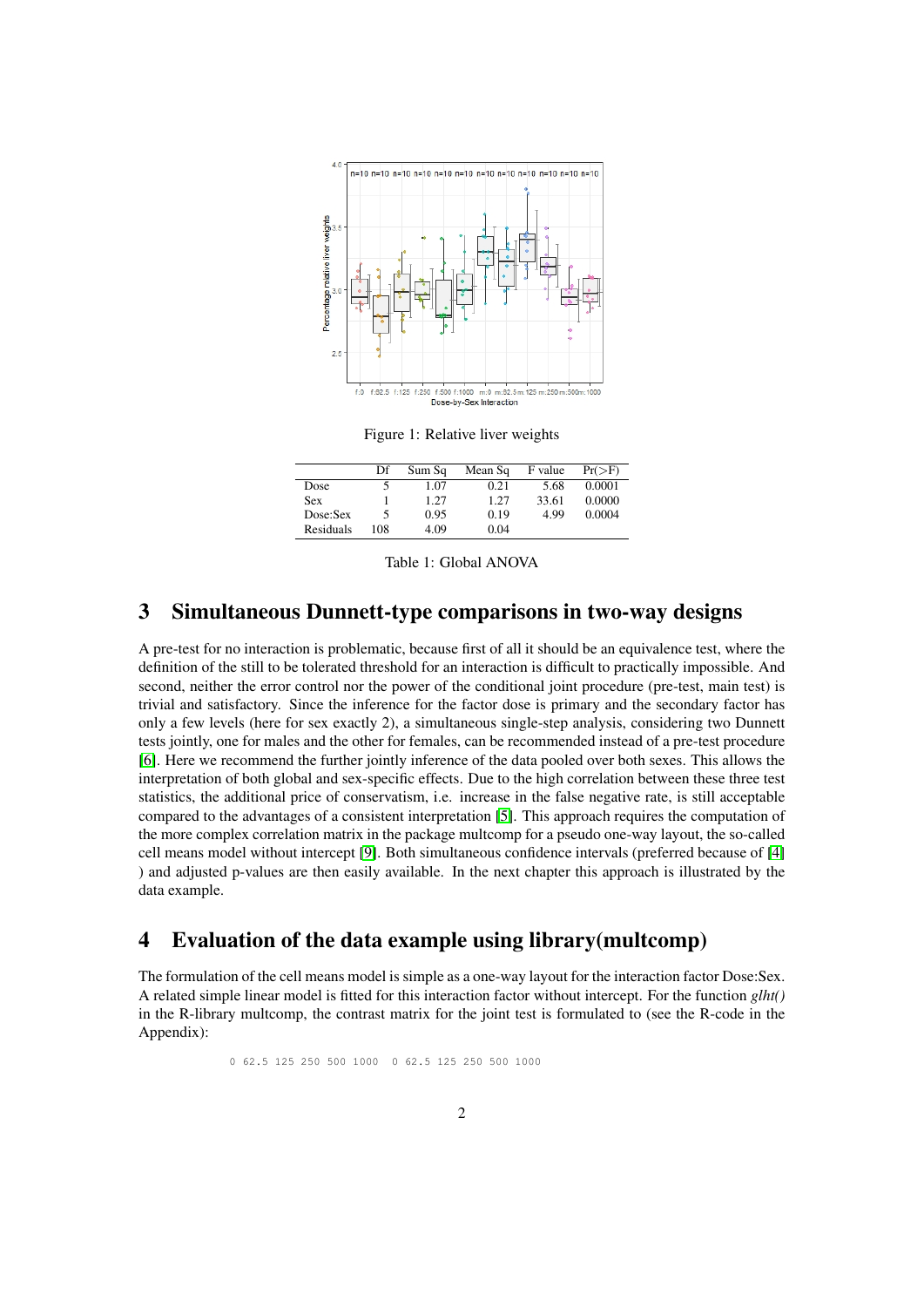Figure 1: Relative liver weights

| | Df | Sum Sq | Mean Sq | F value | Pr(>F) |
|---|---|---|---|---|---|
| Dose | 5 | 1.07 | 0.21 | 5.68 | 0.0001 |
| Sex | 1 | 1.27 | 1.27 | 33.61 | 0.0000 |
| Dose:Sex | 5 | 0.95 | 0.19 | 4.99 | 0.0004 |
| Residuals | 108 | 4.09 | 0.04 | | |

Table 1: Global ANOVA

## 3 Simultaneous Dunnett-type comparisons in two-way designs

A pre-test for no interaction is problematic, because first of all it should be an equivalence test, where the definition of the still to be tolerated threshold for an interaction is difficult to practically impossible. And second, neither the error control nor the power of the conditional joint procedure (pre-test, main test) is trivial and satisfactory. Since the inference for the factor dose is primary and the secondary factor has only a few levels (here for sex exactly 2), a simultaneous single-step analysis, considering two Dunnett tests jointly, one for males and the other for females, can be recommended instead of a pre-test procedure [6]. Here we recommend the further jointly inference of the data pooled over both sexes. This allows the interpretation of both global and sex-specific effects. Due to the high correlation between these three test statistics, the additional price of conservatism, i.e. increase in the false negative rate, is still acceptable compared to the advantages of a consistent interpretation [5]. This approach requires the computation of the more complex correlation matrix in the package multcomp for a pseudo one-way layout, the so-called cell means model without intercept [9]. Both simultaneous confidence intervals (preferred because of [4] ) and adjusted p-values are then easily available. In the next chapter this approach is illustrated by the data example.

## 4 Evaluation of the data example using library(multcomp)

The formulation of the cell means model is simple as a one-way layout for the interaction factor Dose:Sex. A related simple linear model is fitted for this interaction factor without intercept. For the function *glht()* in the R-library multcomp, the contrast matrix for the joint test is formulated to (see the R-code in the Appendix):

```
0 62.5 125 250 500 1000  0 62.5 125 250 500 1000
```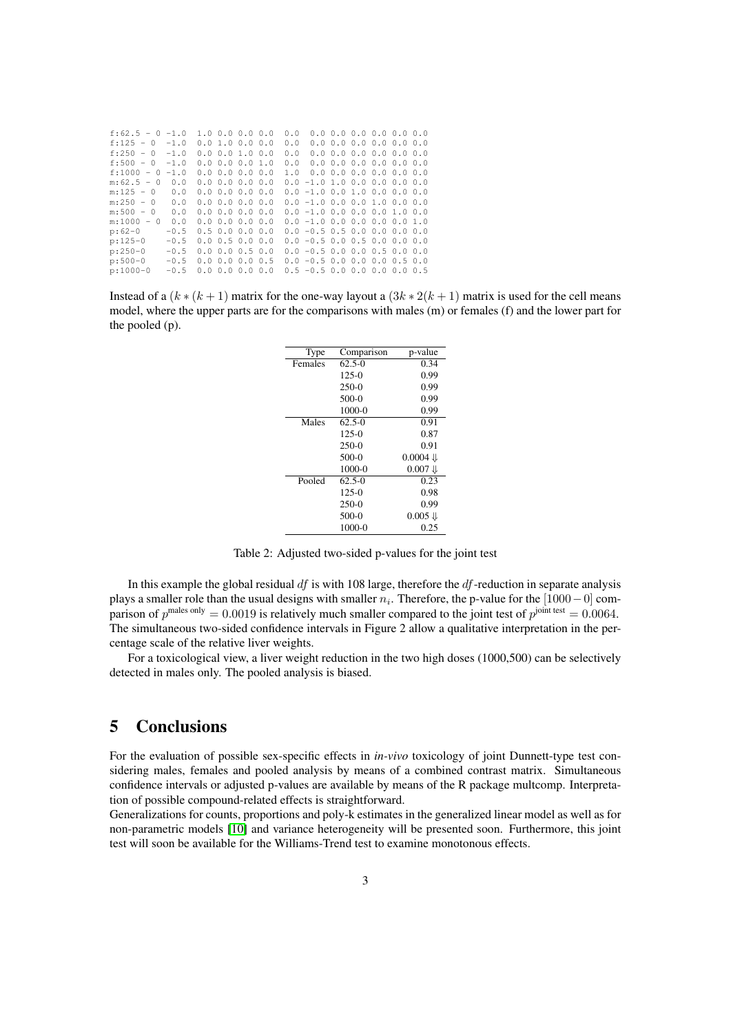```
f:62.5 - 0 -1.0  1.0 0.0 0.0 0.0  0.0  0.0 0.0 0.0 0.0 0.0 0.0
f:125 - 0  -1.0  0.0 1.0 0.0 0.0  0.0  0.0 0.0 0.0 0.0 0.0 0.0
f:250 - 0  -1.0  0.0 0.0 1.0 0.0  0.0  0.0 0.0 0.0 0.0 0.0 0.0
f:500 - 0  -1.0  0.0 0.0 0.0 1.0  0.0  0.0 0.0 0.0 0.0 0.0 0.0
f:1000 - 0 -1.0  0.0 0.0 0.0 0.0  1.0  0.0 0.0 0.0 0.0 0.0 0.0
m:62.5 - 0  0.0  0.0 0.0 0.0 0.0  0.0 -1.0 1.0 0.0 0.0 0.0 0.0
m:125 - 0   0.0  0.0 0.0 0.0 0.0  0.0 -1.0 0.0 1.0 0.0 0.0 0.0
m:250 - 0   0.0  0.0 0.0 0.0 0.0  0.0 -1.0 0.0 0.0 1.0 0.0 0.0
m:500 - 0   0.0  0.0 0.0 0.0 0.0  0.0 -1.0 0.0 0.0 0.0 1.0 0.0
m:1000 - 0  0.0  0.0 0.0 0.0 0.0  0.0 -1.0 0.0 0.0 0.0 0.0 1.0
p:62-0     -0.5  0.5 0.0 0.0 0.0  0.0 -0.5 0.5 0.0 0.0 0.0 0.0
p:125-0    -0.5  0.0 0.5 0.0 0.0  0.0 -0.5 0.0 0.5 0.0 0.0 0.0
p:250-0    -0.5  0.0 0.0 0.5 0.0  0.0 -0.5 0.0 0.0 0.5 0.0 0.0
p:500-0    -0.5  0.0 0.0 0.0 0.5  0.0 -0.5 0.0 0.0 0.0 0.5 0.0
p:1000-0   -0.5  0.0 0.0 0.0 0.0  0.5 -0.5 0.0 0.0 0.0 0.0 0.5
```

Instead of a $(k*(k+1)$ matrix for the one-way layout a $(3k*2(k+1)$ matrix is used for the cell means model, where the upper parts are for the comparisons with males (m) or females (f) and the lower part for the pooled (p).

| Type | Comparison | p-value |
|---|---|---|
| Females | 62.5-0 | 0.34 |
| | 125-0 | 0.99 |
| | 250-0 | 0.99 |
| | 500-0 | 0.99 |
| | 1000-0 | 0.99 |
| Males | 62.5-0 | 0.91 |
| | 125-0 | 0.87 |
| | 250-0 | 0.91 |
| | 500-0 | 0.0004 $\Downarrow$ |
| | 1000-0 | 0.007 $\Downarrow$ |
| Pooled | 62.5-0 | 0.23 |
| | 125-0 | 0.98 |
| | 250-0 | 0.99 |
| | 500-0 | 0.005 $\Downarrow$ |
| | 1000-0 | 0.25 |

Table 2: Adjusted two-sided p-values for the joint test

In this example the global residual $df$ is with 108 large, therefore the $df$-reduction in separate analysis plays a smaller role than the usual designs with smaller $n_i$. Therefore, the p-value for the $[1000-0]$ comparison of $p^{\text{males only}} = 0.0019$ is relatively much smaller compared to the joint test of $p^{\text{joint test}} = 0.0064$. The simultaneous two-sided confidence intervals in Figure 2 allow a qualitative interpretation in the percentage scale of the relative liver weights.

For a toxicological view, a liver weight reduction in the two high doses (1000,500) can be selectively detected in males only. The pooled analysis is biased.

# 5 Conclusions

For the evaluation of possible sex-specific effects in *in-vivo* toxicology of joint Dunnett-type test considering males, females and pooled analysis by means of a combined contrast matrix. Simultaneous confidence intervals or adjusted p-values are available by means of the R package multcomp. Interpretation of possible compound-related effects is straightforward.

Generalizations for counts, proportions and poly-k estimates in the generalized linear model as well as for non-parametric models [10] and variance heterogeneity will be presented soon. Furthermore, this joint test will soon be available for the Williams-Trend test to examine monotonous effects.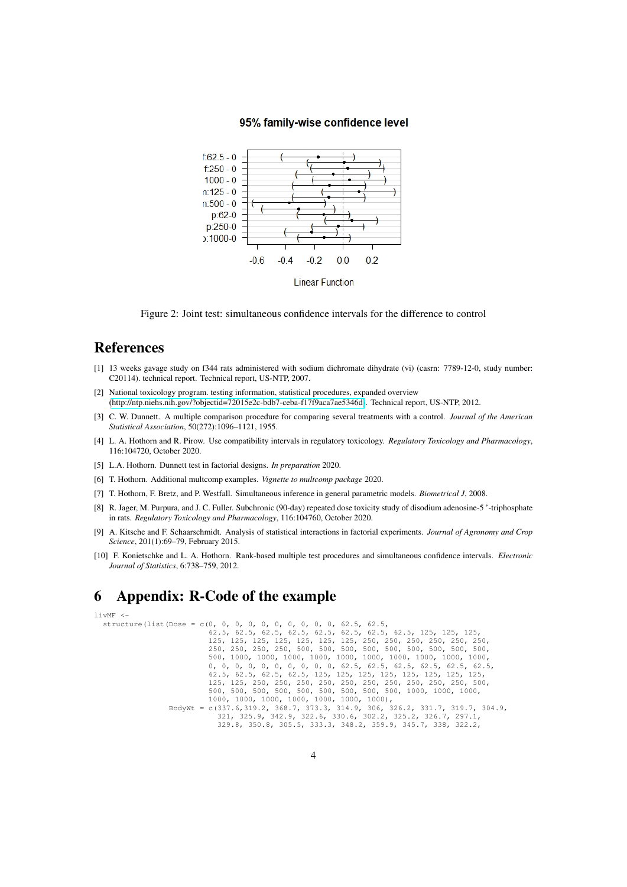Figure 2: Joint test: simultaneous confidence intervals for the difference to control

# References

[1] 13 weeks gavage study on f344 rats administered with sodium dichromate dihydrate (vi) (casrn: 7789-12-0, study number: C20114). technical report. Technical report, US-NTP, 2007.

[2] National toxicology program. testing information, statistical procedures, expanded overview (http://ntp.niehs.nih.gov/?objectid=72015e2c-bdb7-ceba-f17f9aca7ae5346d). Technical report, US-NTP, 2012.

[3] C. W. Dunnett. A multiple comparison procedure for comparing several treatments with a control. *Journal of the American Statistical Association*, 50(272):1096–1121, 1955.

[4] L. A. Hothorn and R. Pirow. Use compatibility intervals in regulatory toxicology. *Regulatory Toxicology and Pharmacology*, 116:104720, October 2020.

[5] L.A. Hothorn. Dunnett test in factorial designs. *In preparation* 2020.

[6] T. Hothorn. Additional multcomp examples. *Vignette to multcomp package* 2020.

[7] T. Hothorn, F. Bretz, and P. Westfall. Simultaneous inference in general parametric models. *Biometrical J*, 2008.

[8] R. Jager, M. Purpura, and J. C. Fuller. Subchronic (90-day) repeated dose toxicity study of disodium adenosine-5 '-triphosphate in rats. *Regulatory Toxicology and Pharmacology*, 116:104760, October 2020.

[9] A. Kitsche and F. Schaarschmidt. Analysis of statistical interactions in factorial experiments. *Journal of Agronomy and Crop Science*, 201(1):69–79, February 2015.

[10] F. Konietschke and L. A. Hothorn. Rank-based multiple test procedures and simultaneous confidence intervals. *Electronic Journal of Statistics*, 6:738–759, 2012.

# 6 Appendix: R-Code of the example

```
livMF <-
  structure(list(Dose = c(0, 0, 0, 0, 0, 0, 0, 0, 0, 0, 62.5, 62.5,
                         62.5, 62.5, 62.5, 62.5, 62.5, 62.5, 62.5, 62.5, 125, 125, 125,
                         125, 125, 125, 125, 125, 125, 125, 250, 250, 250, 250, 250, 250,
                         250, 250, 250, 250, 500, 500, 500, 500, 500, 500, 500, 500, 500,
                         500, 1000, 1000, 1000, 1000, 1000, 1000, 1000, 1000, 1000, 1000,
                         0, 0, 0, 0, 0, 0, 0, 0, 0, 0, 62.5, 62.5, 62.5, 62.5, 62.5, 62.5,
                         62.5, 62.5, 62.5, 62.5, 125, 125, 125, 125, 125, 125, 125, 125,
                         125, 125, 250, 250, 250, 250, 250, 250, 250, 250, 250, 500,
                         500, 500, 500, 500, 500, 500, 500, 500, 500, 1000, 1000, 1000,
                         1000, 1000, 1000, 1000, 1000, 1000, 1000),
                 BodyWt = c(337.6,319.2, 368.7, 373.3, 314.9, 306, 326.2, 331.7, 319.7, 304.9,
                          321, 325.9, 342.9, 322.6, 330.6, 302.2, 325.2, 326.7, 297.1,
                          329.8, 350.8, 305.5, 333.3, 348.2, 359.9, 345.7, 338, 322.2,
```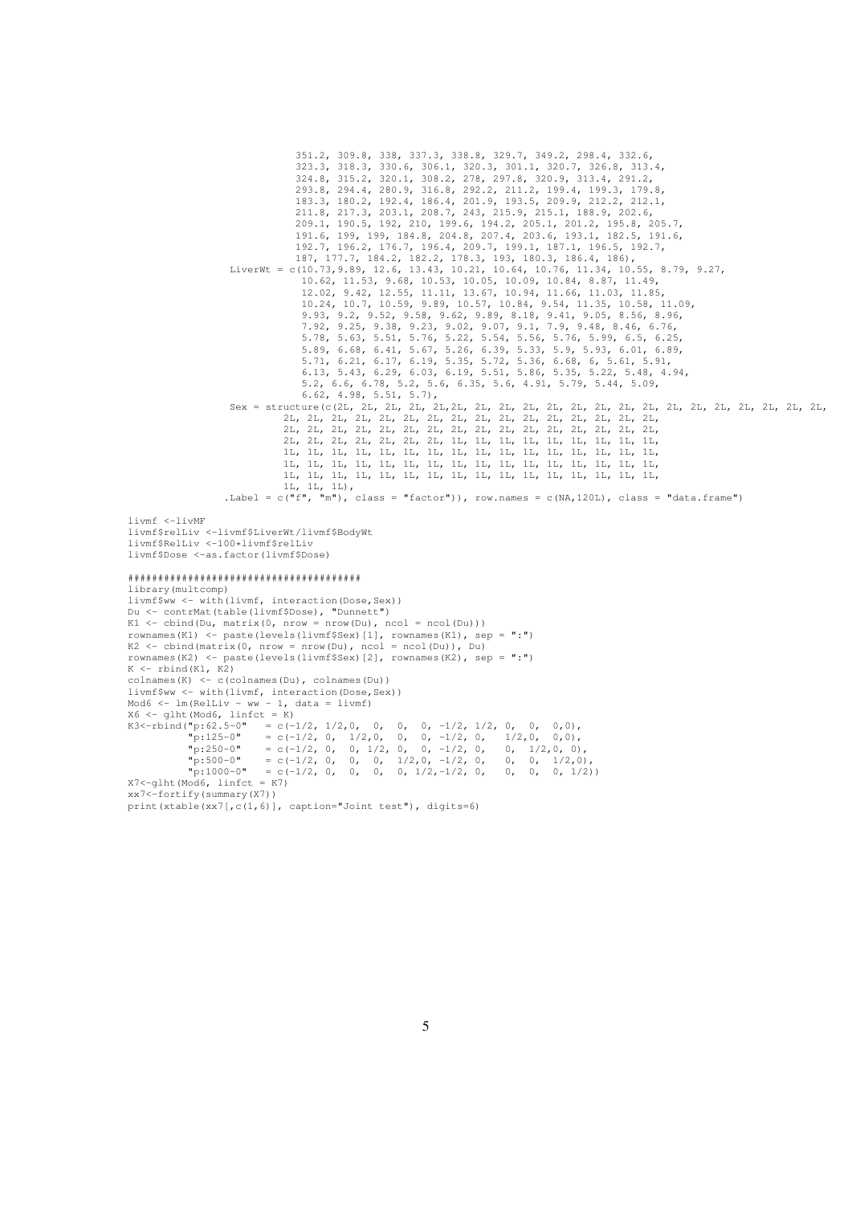```
                    351.2, 309.8, 338, 337.3, 338.8, 329.7, 349.2, 298.4, 332.6,
                    323.3, 318.3, 330.6, 306.1, 320.3, 301.1, 320.7, 326.8, 313.4,
                    324.8, 315.2, 320.1, 308.2, 278, 297.8, 320.9, 313.4, 291.2,
                    293.8, 294.4, 280.9, 316.8, 292.2, 211.2, 199.4, 199.3, 179.8,
                    183.3, 180.2, 192.4, 186.4, 201.9, 193.5, 209.9, 212.2, 212.1,
                    211.8, 217.3, 203.1, 208.7, 243, 215.9, 215.1, 188.9, 202.6,
                    209.1, 190.5, 192, 210, 199.6, 194.2, 205.1, 201.2, 195.8, 205.7,
                    191.6, 199, 199, 184.8, 204.8, 207.4, 203.6, 193.1, 182.5, 191.6,
                    192.7, 196.2, 176.7, 196.4, 209.7, 199.1, 187.1, 196.5, 192.7,
                    187, 177.7, 184.2, 182.2, 178.3, 193, 180.3, 186.4, 186),
               LiverWt = c(10.73,9.89, 12.6, 13.43, 10.21, 10.64, 10.76, 11.34, 10.55, 8.79, 9.27,
                    10.62, 11.53, 9.68, 10.53, 10.05, 10.09, 10.84, 8.87, 11.49,
                    12.02, 9.42, 12.55, 11.11, 13.67, 10.94, 11.66, 11.03, 11.85,
                    10.24, 10.7, 10.59, 9.89, 10.57, 10.84, 9.54, 11.35, 10.58, 11.09,
                    9.93, 9.2, 9.52, 9.58, 9.62, 9.89, 8.18, 9.41, 9.05, 8.56, 8.96,
                    7.92, 9.25, 9.38, 9.23, 9.02, 9.07, 9.1, 7.9, 9.48, 8.46, 6.76,
                    5.78, 5.63, 5.51, 5.76, 5.22, 5.54, 5.56, 5.76, 5.99, 6.5, 6.25,
                    5.89, 6.68, 6.41, 5.67, 5.26, 6.39, 5.33, 5.9, 5.93, 6.01, 6.89,
                    5.71, 6.21, 6.17, 6.19, 5.35, 5.72, 5.36, 6.68, 6, 5.61, 5.91,
                    6.13, 5.43, 6.29, 6.03, 6.19, 5.51, 5.86, 5.35, 5.22, 5.48, 4.94,
                    5.2, 6.6, 6.78, 5.2, 5.6, 6.35, 5.6, 4.91, 5.79, 5.44, 5.09,
                    6.62, 4.98, 5.51, 5.7),
               Sex = structure(c(2L, 2L, 2L, 2L, 2L,2L, 2L, 2L, 2L, 2L, 2L, 2L, 2L, 2L, 2L, 2L, 2L, 2L, 2L, 2L,
                    2L, 2L, 2L, 2L, 2L, 2L, 2L, 2L, 2L, 2L, 2L, 2L, 2L, 2L, 2L, 2L,
                    2L, 2L, 2L, 2L, 2L, 2L, 2L, 2L, 2L, 2L, 2L, 2L, 2L, 2L, 2L, 2L,
                    2L, 2L, 2L, 2L, 2L, 2L, 2L, 1L, 1L, 1L, 1L, 1L, 1L, 1L, 1L, 1L,
                    1L, 1L, 1L, 1L, 1L, 1L, 1L, 1L, 1L, 1L, 1L, 1L, 1L, 1L, 1L, 1L,
                    1L, 1L, 1L, 1L, 1L, 1L, 1L, 1L, 1L, 1L, 1L, 1L, 1L, 1L, 1L, 1L,
                    1L, 1L, 1L, 1L, 1L, 1L, 1L, 1L, 1L, 1L, 1L, 1L, 1L, 1L, 1L, 1L,
                    1L, 1L, 1L),
               .Label = c("f", "m"), class = "factor")), row.names = c(NA,120L), class = "data.frame")

livmf <-livMF
livmf$relLiv <-livmf$LiverWt/livmf$BodyWt
livmf$RelLiv <-100*livmf$relLiv
livmf$Dose <-as.factor(livmf$Dose)

######################################
library(multcomp)
livmf$ww <- with(livmf, interaction(Dose,Sex))
Du <- contrMat(table(livmf$Dose), "Dunnett")
K1 <- cbind(Du, matrix(0, nrow = nrow(Du), ncol = ncol(Du)))
rownames(K1) <- paste(levels(livmf$Sex)[1], rownames(K1), sep = ":")
K2 <- cbind(matrix(0, nrow = nrow(Du), ncol = ncol(Du)), Du)
rownames(K2) <- paste(levels(livmf$Sex)[2], rownames(K2), sep = ":")
K <- rbind(K1, K2)
colnames(K) <- c(colnames(Du), colnames(Du))
livmf$ww <- with(livmf, interaction(Dose,Sex))
Mod6 <- lm(RelLiv ~ ww - 1, data = livmf)
X6 <- glht(Mod6, linfct = K)
K3<-rbind("p:62.5-0"    = c(-1/2, 1/2,0,  0,  0,  0, -1/2, 1/2, 0,  0,  0,0),
          "p:125-0"     = c(-1/2, 0,  1/2,0,  0,  0, -1/2, 0,   1/2,0,  0,0),
          "p:250-0"     = c(-1/2, 0,  0, 1/2, 0,  0, -1/2, 0,   0,  1/2,0, 0),
          "p:500-0"     = c(-1/2, 0,  0,  0,  1/2,0, -1/2, 0,   0,  0,  1/2,0),
          "p:1000-0"    = c(-1/2, 0,  0,  0,  0, 1/2,-1/2, 0,   0,  0,  0, 1/2))
X7<-glht(Mod6, linfct = K7)
xx7<-fortify(summary(X7))
print(xtable(xx7[,c(1,6)], caption="Joint test"), digits=6)
```